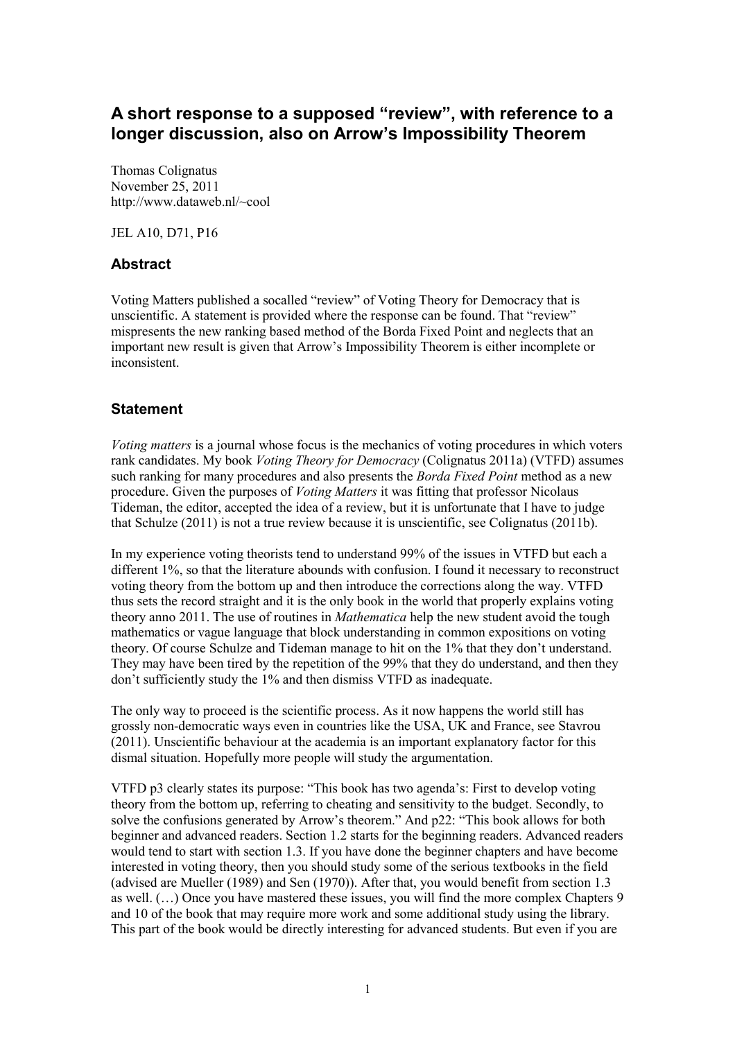# A short response to a supposed "review", with reference to a longer discussion, also on Arrow's Impossibility Theorem

Thomas Colignatus
November 25, 2011
http://www.dataweb.nl/~cool

JEL A10, D71, P16

## Abstract

Voting Matters published a socalled "review" of Voting Theory for Democracy that is unscientific. A statement is provided where the response can be found. That "review" mispresents the new ranking based method of the Borda Fixed Point and neglects that an important new result is given that Arrow's Impossibility Theorem is either incomplete or inconsistent.

## Statement

*Voting matters* is a journal whose focus is the mechanics of voting procedures in which voters rank candidates. My book *Voting Theory for Democracy* (Colignatus 2011a) (VTFD) assumes such ranking for many procedures and also presents the *Borda Fixed Point* method as a new procedure. Given the purposes of *Voting Matters* it was fitting that professor Nicolaus Tideman, the editor, accepted the idea of a review, but it is unfortunate that I have to judge that Schulze (2011) is not a true review because it is unscientific, see Colignatus (2011b).

In my experience voting theorists tend to understand 99% of the issues in VTFD but each a different 1%, so that the literature abounds with confusion. I found it necessary to reconstruct voting theory from the bottom up and then introduce the corrections along the way. VTFD thus sets the record straight and it is the only book in the world that properly explains voting theory anno 2011. The use of routines in *Mathematica* help the new student avoid the tough mathematics or vague language that block understanding in common expositions on voting theory. Of course Schulze and Tideman manage to hit on the 1% that they don't understand. They may have been tired by the repetition of the 99% that they do understand, and then they don't sufficiently study the 1% and then dismiss VTFD as inadequate.

The only way to proceed is the scientific process. As it now happens the world still has grossly non-democratic ways even in countries like the USA, UK and France, see Stavrou (2011). Unscientific behaviour at the academia is an important explanatory factor for this dismal situation. Hopefully more people will study the argumentation.

VTFD p3 clearly states its purpose: "This book has two agenda's: First to develop voting theory from the bottom up, referring to cheating and sensitivity to the budget. Secondly, to solve the confusions generated by Arrow's theorem." And p22: "This book allows for both beginner and advanced readers. Section 1.2 starts for the beginning readers. Advanced readers would tend to start with section 1.3. If you have done the beginner chapters and have become interested in voting theory, then you should study some of the serious textbooks in the field (advised are Mueller (1989) and Sen (1970)). After that, you would benefit from section 1.3 as well. (…) Once you have mastered these issues, you will find the more complex Chapters 9 and 10 of the book that may require more work and some additional study using the library. This part of the book would be directly interesting for advanced students. But even if you are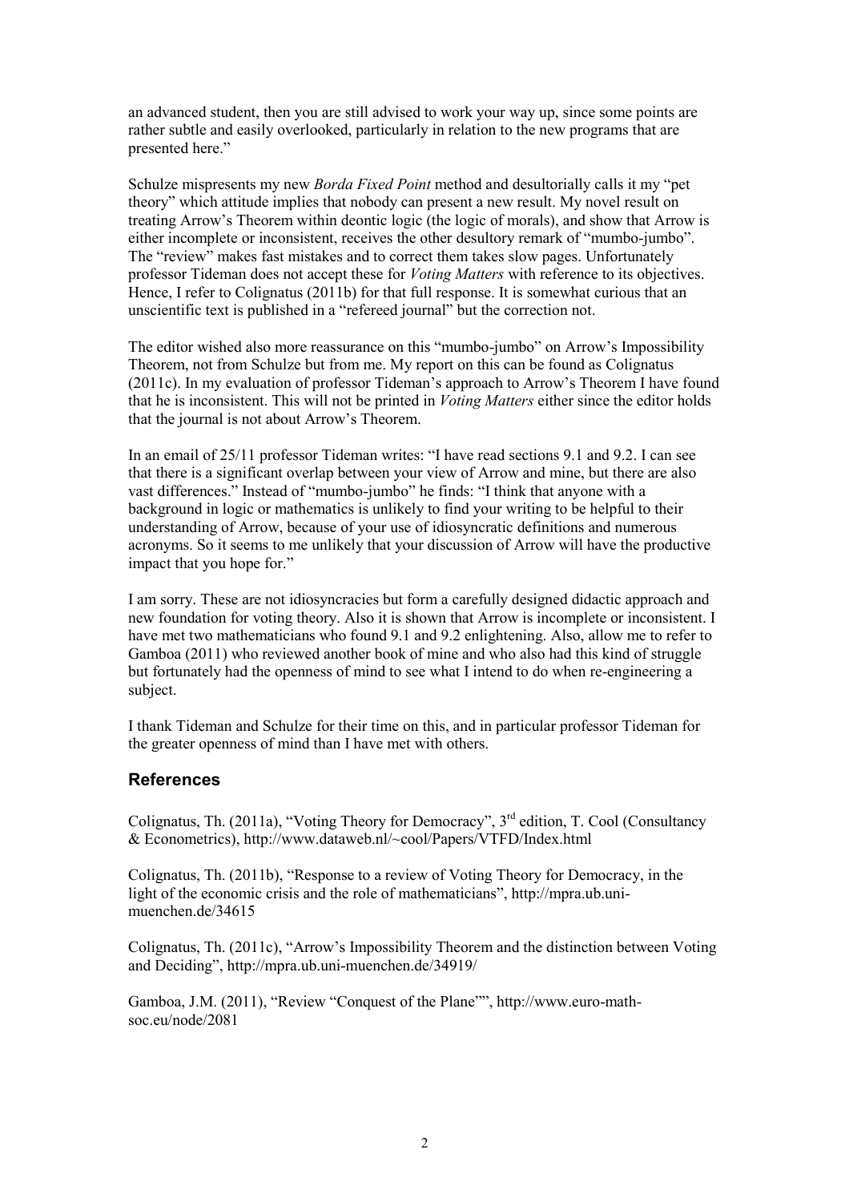an advanced student, then you are still advised to work your way up, since some points are rather subtle and easily overlooked, particularly in relation to the new programs that are presented here."

Schulze mispresents my new *Borda Fixed Point* method and desultorially calls it my "pet theory" which attitude implies that nobody can present a new result. My novel result on treating Arrow's Theorem within deontic logic (the logic of morals), and show that Arrow is either incomplete or inconsistent, receives the other desultory remark of "mumbo-jumbo". The "review" makes fast mistakes and to correct them takes slow pages. Unfortunately professor Tideman does not accept these for *Voting Matters* with reference to its objectives. Hence, I refer to Colignatus (2011b) for that full response. It is somewhat curious that an unscientific text is published in a "refereed journal" but the correction not.

The editor wished also more reassurance on this "mumbo-jumbo" on Arrow's Impossibility Theorem, not from Schulze but from me. My report on this can be found as Colignatus (2011c). In my evaluation of professor Tideman's approach to Arrow's Theorem I have found that he is inconsistent. This will not be printed in *Voting Matters* either since the editor holds that the journal is not about Arrow's Theorem.

In an email of 25/11 professor Tideman writes: "I have read sections 9.1 and 9.2. I can see that there is a significant overlap between your view of Arrow and mine, but there are also vast differences." Instead of "mumbo-jumbo" he finds: "I think that anyone with a background in logic or mathematics is unlikely to find your writing to be helpful to their understanding of Arrow, because of your use of idiosyncratic definitions and numerous acronyms. So it seems to me unlikely that your discussion of Arrow will have the productive impact that you hope for."

I am sorry. These are not idiosyncracies but form a carefully designed didactic approach and new foundation for voting theory. Also it is shown that Arrow is incomplete or inconsistent. I have met two mathematicians who found 9.1 and 9.2 enlightening. Also, allow me to refer to Gamboa (2011) who reviewed another book of mine and who also had this kind of struggle but fortunately had the openness of mind to see what I intend to do when re-engineering a subject.

I thank Tideman and Schulze for their time on this, and in particular professor Tideman for the greater openness of mind than I have met with others.

## References

Colignatus, Th. (2011a), "Voting Theory for Democracy", 3rd edition, T. Cool (Consultancy & Econometrics), http://www.dataweb.nl/~cool/Papers/VTFD/Index.html

Colignatus, Th. (2011b), "Response to a review of Voting Theory for Democracy, in the light of the economic crisis and the role of mathematicians", http://mpra.ub.uni-muenchen.de/34615

Colignatus, Th. (2011c), "Arrow's Impossibility Theorem and the distinction between Voting and Deciding", http://mpra.ub.uni-muenchen.de/34919/

Gamboa, J.M. (2011), "Review "Conquest of the Plane"", http://www.euro-math-soc.eu/node/2081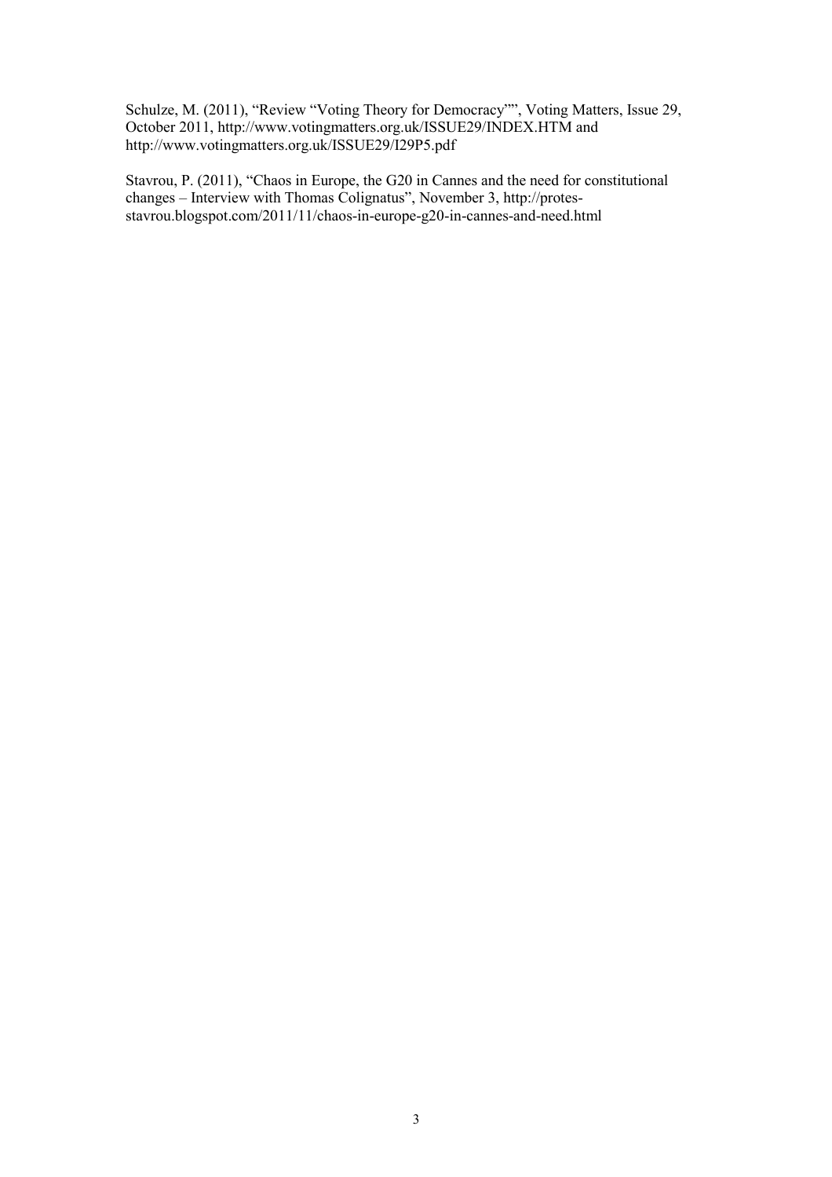Schulze, M. (2011), "Review "Voting Theory for Democracy"", Voting Matters, Issue 29, October 2011, http://www.votingmatters.org.uk/ISSUE29/INDEX.HTM and http://www.votingmatters.org.uk/ISSUE29/I29P5.pdf

Stavrou, P. (2011), "Chaos in Europe, the G20 in Cannes and the need for constitutional changes – Interview with Thomas Colignatus", November 3, http://protes-stavrou.blogspot.com/2011/11/chaos-in-europe-g20-in-cannes-and-need.html